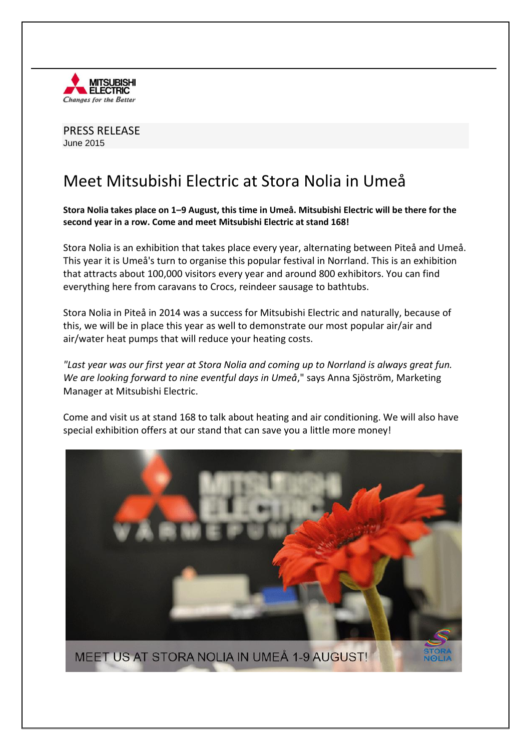PRESS RELEASE
June 2015

# Meet Mitsubishi Electric at Stora Nolia in Umeå

**Stora Nolia takes place on 1–9 August, this time in Umeå. Mitsubishi Electric will be there for the second year in a row. Come and meet Mitsubishi Electric at stand 168!**

Stora Nolia is an exhibition that takes place every year, alternating between Piteå and Umeå. This year it is Umeå's turn to organise this popular festival in Norrland. This is an exhibition that attracts about 100,000 visitors every year and around 800 exhibitors. You can find everything here from caravans to Crocs, reindeer sausage to bathtubs.

Stora Nolia in Piteå in 2014 was a success for Mitsubishi Electric and naturally, because of this, we will be in place this year as well to demonstrate our most popular air/air and air/water heat pumps that will reduce your heating costs.

"*Last year was our first year at Stora Nolia and coming up to Norrland is always great fun. We are looking forward to nine eventful days in Umeå*," says Anna Sjöström, Marketing Manager at Mitsubishi Electric.

Come and visit us at stand 168 to talk about heating and air conditioning. We will also have special exhibition offers at our stand that can save you a little more money!

MEET US AT STORA NOLIA IN UMEÅ 1-9 AUGUST!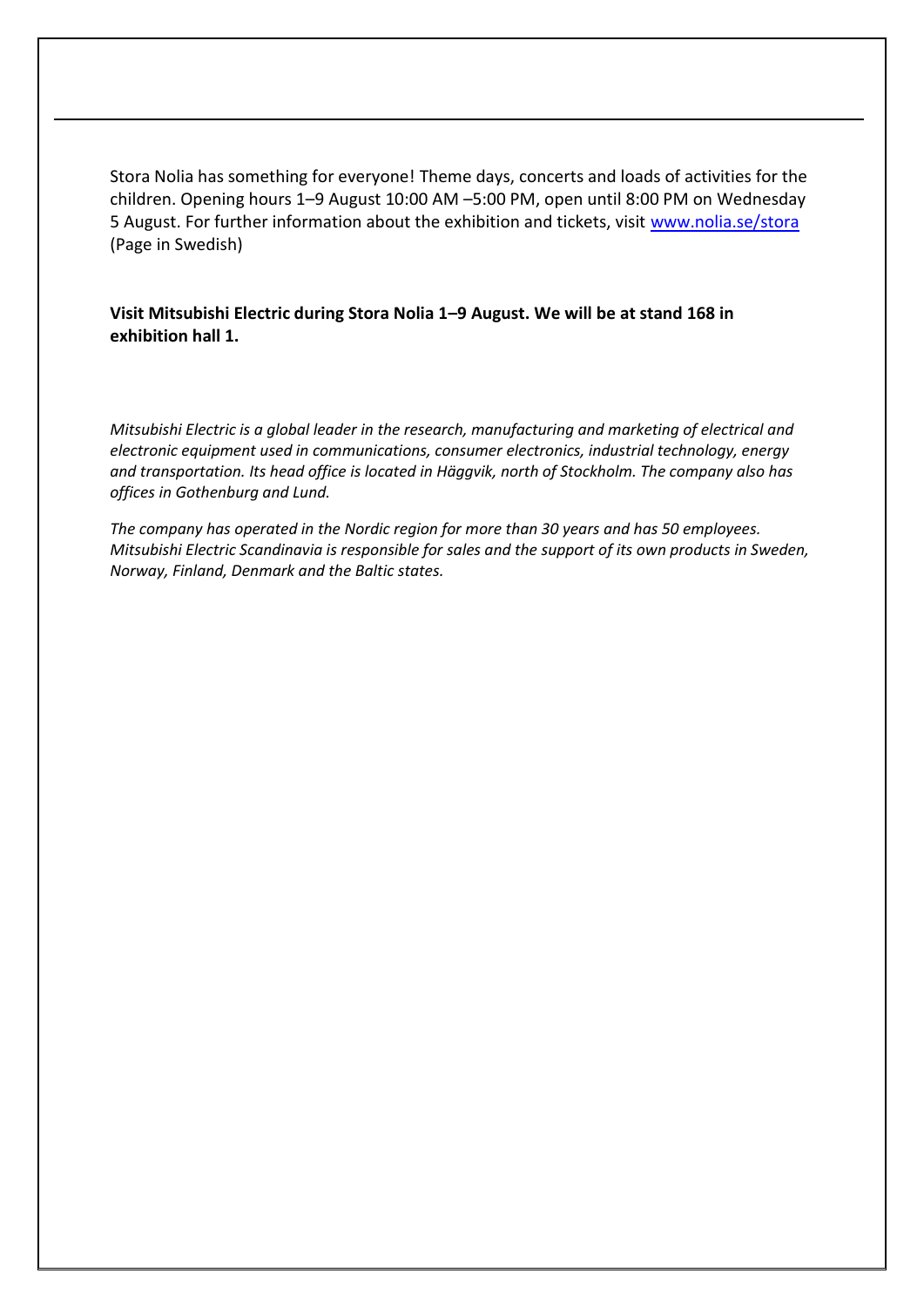Stora Nolia has something for everyone! Theme days, concerts and loads of activities for the children. Opening hours 1–9 August 10:00 AM –5:00 PM, open until 8:00 PM on Wednesday 5 August. For further information about the exhibition and tickets, visit [www.nolia.se/stora](www.nolia.se/stora) (Page in Swedish)

**Visit Mitsubishi Electric during Stora Nolia 1–9 August. We will be at stand 168 in exhibition hall 1.**

*Mitsubishi Electric is a global leader in the research, manufacturing and marketing of electrical and electronic equipment used in communications, consumer electronics, industrial technology, energy and transportation. Its head office is located in Häggvik, north of Stockholm. The company also has offices in Gothenburg and Lund.*

*The company has operated in the Nordic region for more than 30 years and has 50 employees. Mitsubishi Electric Scandinavia is responsible for sales and the support of its own products in Sweden, Norway, Finland, Denmark and the Baltic states.*